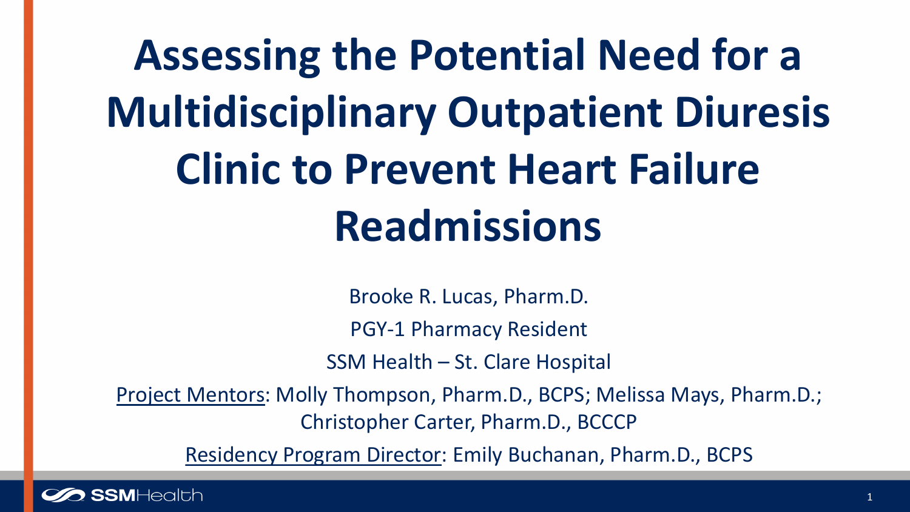# Assessing the Potential Need for a Multidisciplinary Outpatient Diuresis Clinic to Prevent Heart Failure Readmissions

Brooke R. Lucas, Pharm.D.

PGY-1 Pharmacy Resident

SSM Health – St. Clare Hospital

Project Mentors: Molly Thompson, Pharm.D., BCPS; Melissa Mays, Pharm.D.; Christopher Carter, Pharm.D., BCCCP

Residency Program Director: Emily Buchanan, Pharm.D., BCPS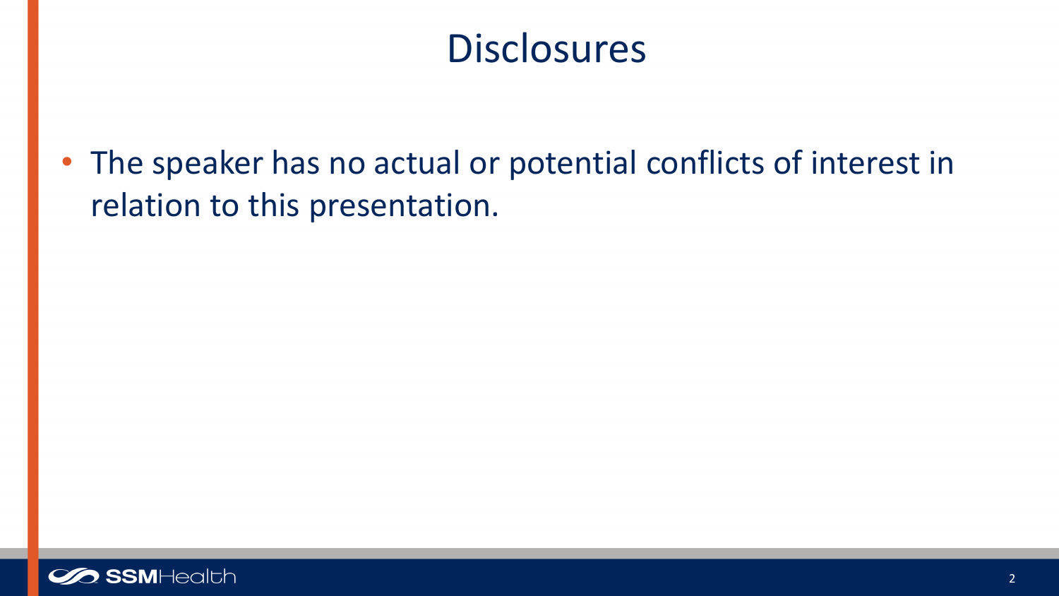# Disclosures

- The speaker has no actual or potential conflicts of interest in relation to this presentation.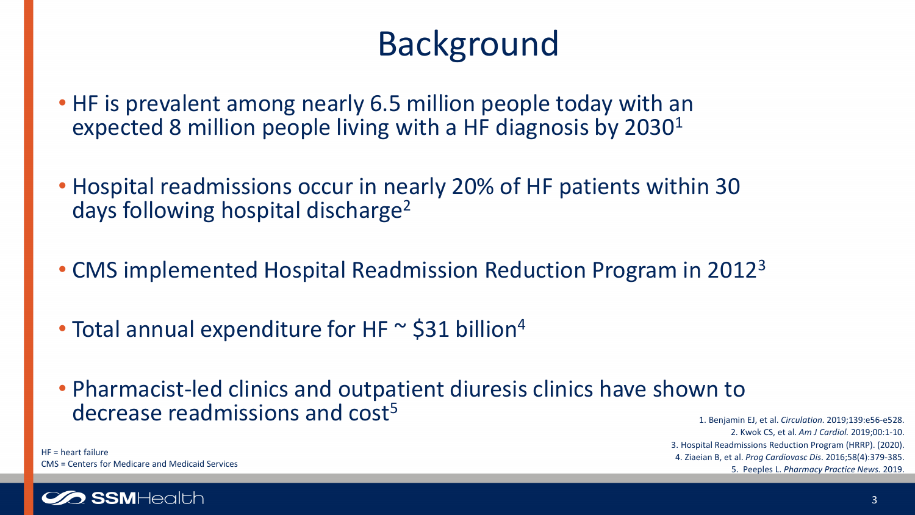# Background

- HF is prevalent among nearly 6.5 million people today with an expected 8 million people living with a HF diagnosis by 2030[1]
- Hospital readmissions occur in nearly 20% of HF patients within 30 days following hospital discharge[2]
- CMS implemented Hospital Readmission Reduction Program in 2012[3]
- Total annual expenditure for HF ~ $31 billion[4]
- Pharmacist-led clinics and outpatient diuresis clinics have shown to decrease readmissions and cost[5]

HF = heart failure
CMS = Centers for Medicare and Medicaid Services

1. Benjamin EJ, et al. *Circulation*. 2019;139:e56-e528.
2. Kwok CS, et al. *Am J Cardiol.* 2019;00:1-10.
3. Hospital Readmissions Reduction Program (HRRP). (2020).
4. Ziaeian B, et al. *Prog Cardiovasc Dis*. 2016;58(4):379-385.
5. Peeples L. *Pharmacy Practice News.* 2019.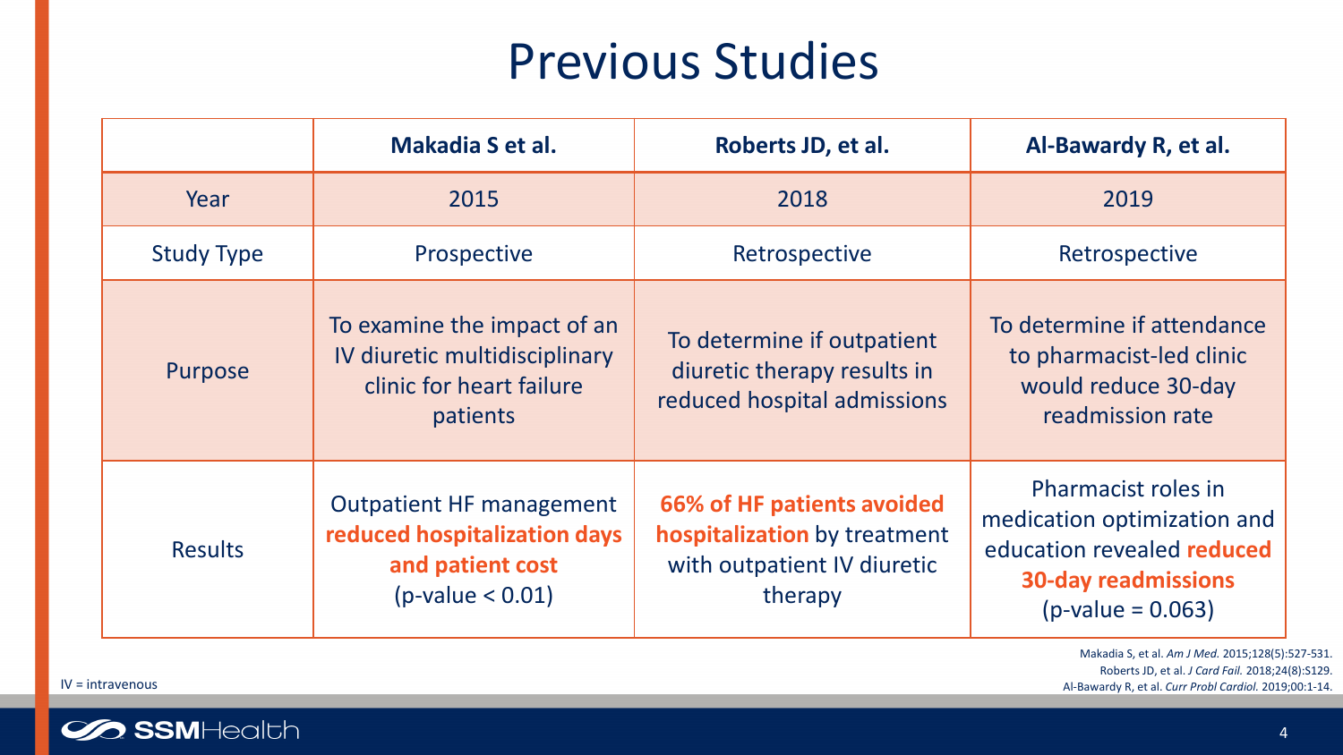# Previous Studies

| | Makadia S et al. | Roberts JD, et al. | Al-Bawardy R, et al. |
|---|---|---|---|
| Year | 2015 | 2018 | 2019 |
| Study Type | Prospective | Retrospective | Retrospective |
| Purpose | To examine the impact of an IV diuretic multidisciplinary clinic for heart failure patients | To determine if outpatient diuretic therapy results in reduced hospital admissions | To determine if attendance to pharmacist-led clinic would reduce 30-day readmission rate |
| Results | Outpatient HF management **reduced hospitalization days and patient cost** ($p$-value $< 0.01$) | **66% of HF patients avoided hospitalization** by treatment with outpatient IV diuretic therapy | Pharmacist roles in medication optimization and education revealed **reduced 30-day readmissions** ($p$-value $= 0.063$) |

IV = intravenous

Makadia S, et al. *Am J Med.* 2015;128(5):527-531.
Roberts JD, et al. *J Card Fail.* 2018;24(8):S129.
Al-Bawardy R, et al. *Curr Probl Cardiol.* 2019;00:1-14.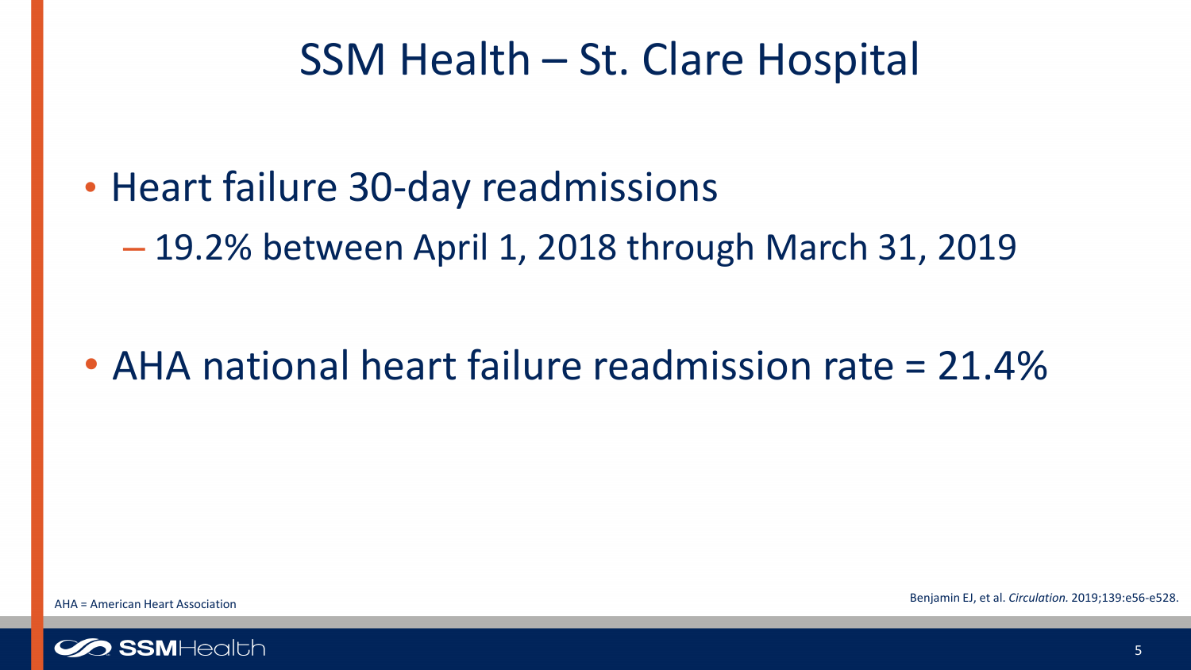# SSM Health – St. Clare Hospital

- Heart failure 30-day readmissions
  - 19.2% between April 1, 2018 through March 31, 2019

- AHA national heart failure readmission rate = 21.4%

AHA = American Heart Association

Benjamin EJ, et al. *Circulation.* 2019;139:e56-e528.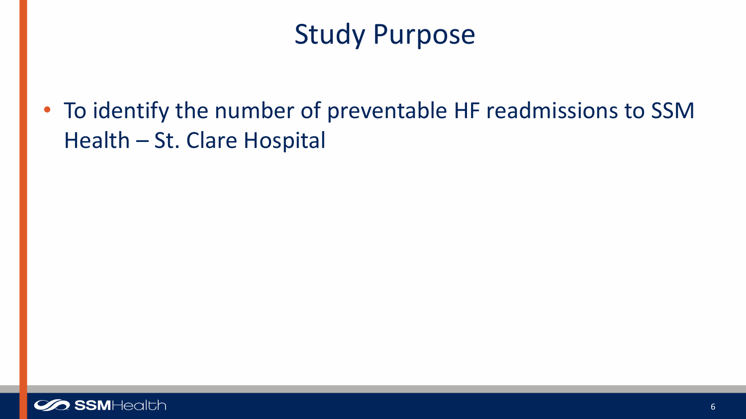# Study Purpose

- To identify the number of preventable HF readmissions to SSM Health – St. Clare Hospital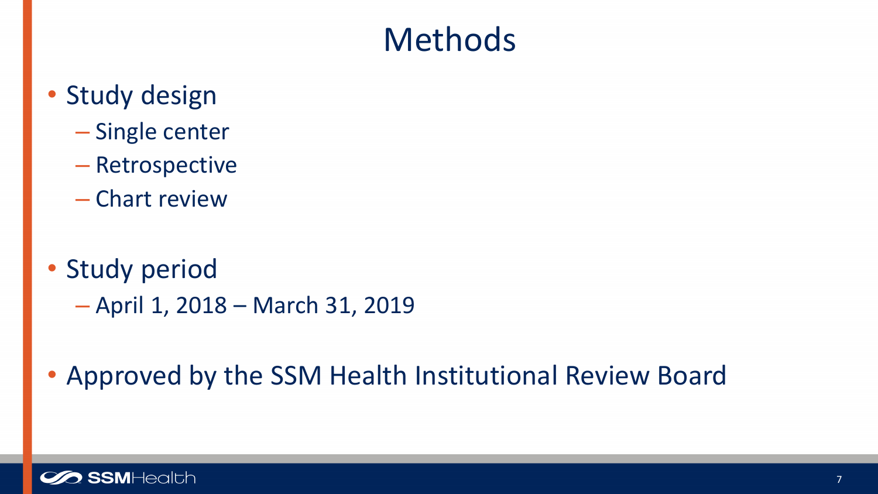# Methods

- Study design
  - Single center
  - Retrospective
  - Chart review

- Study period
  - April 1, 2018 – March 31, 2019

- Approved by the SSM Health Institutional Review Board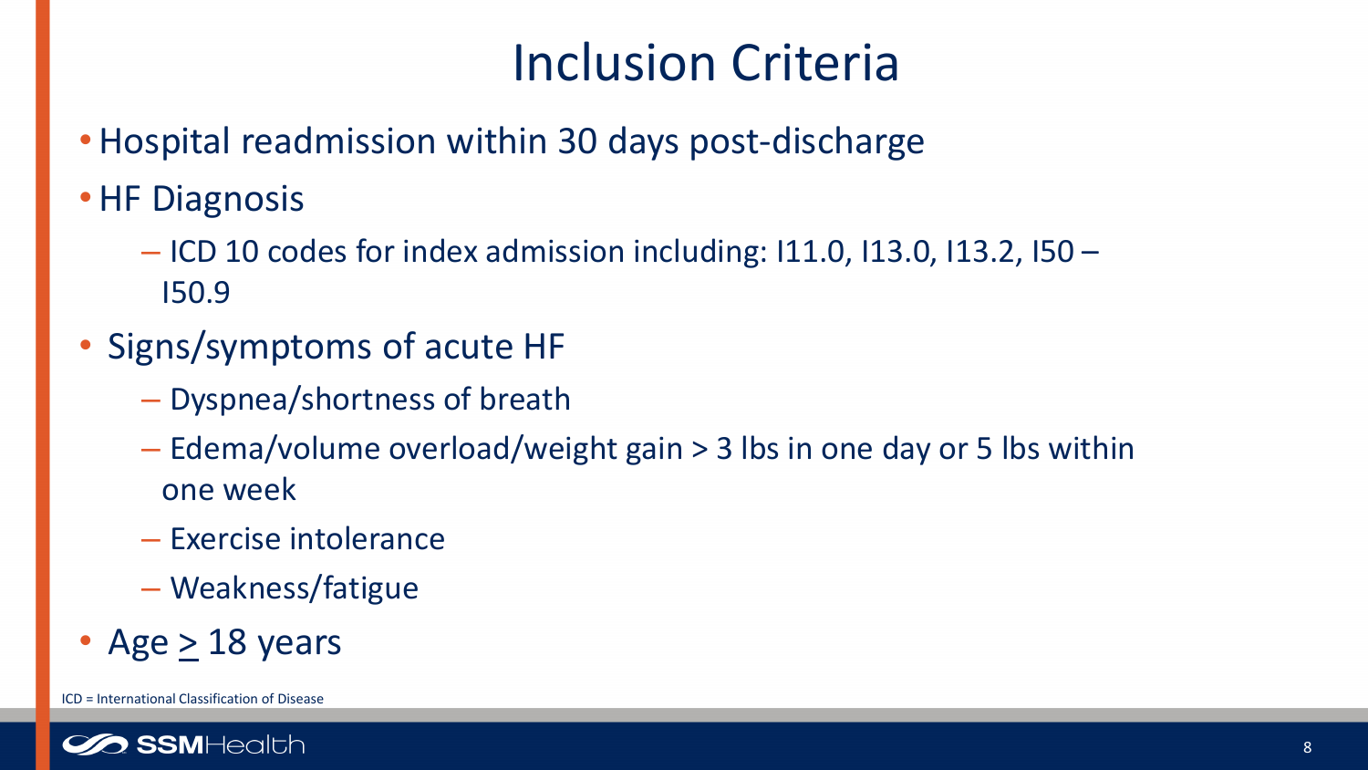# Inclusion Criteria

- Hospital readmission within 30 days post-discharge
- HF Diagnosis
  - ICD 10 codes for index admission including: I11.0, I13.0, I13.2, I50 – I50.9
- Signs/symptoms of acute HF
  - Dyspnea/shortness of breath
  - Edema/volume overload/weight gain > 3 lbs in one day or 5 lbs within one week
  - Exercise intolerance
  - Weakness/fatigue
- Age ≥ 18 years

ICD = International Classification of Disease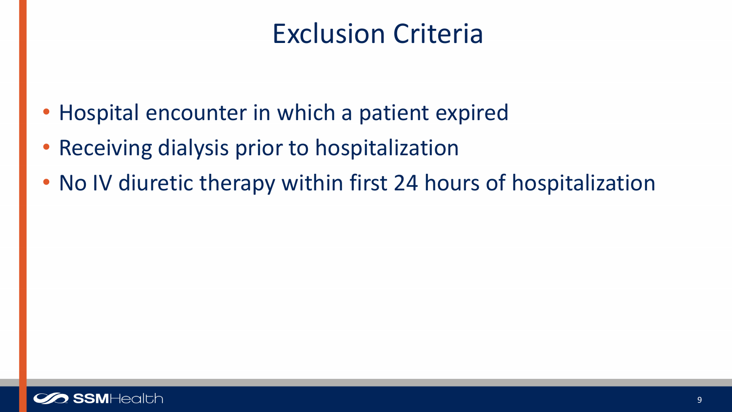# Exclusion Criteria

- Hospital encounter in which a patient expired
- Receiving dialysis prior to hospitalization
- No IV diuretic therapy within first 24 hours of hospitalization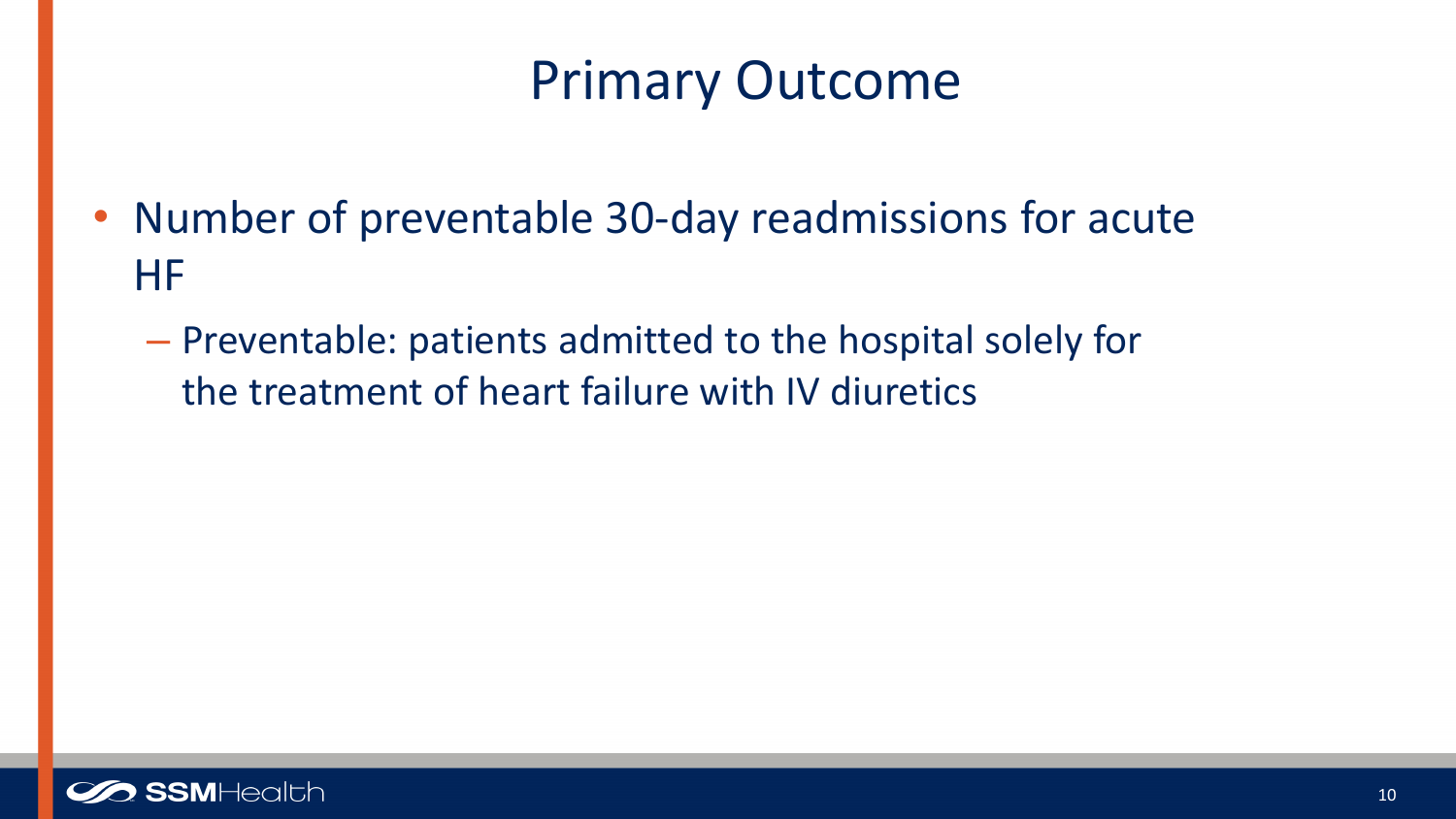# Primary Outcome

- Number of preventable 30-day readmissions for acute HF
  - Preventable: patients admitted to the hospital solely for the treatment of heart failure with IV diuretics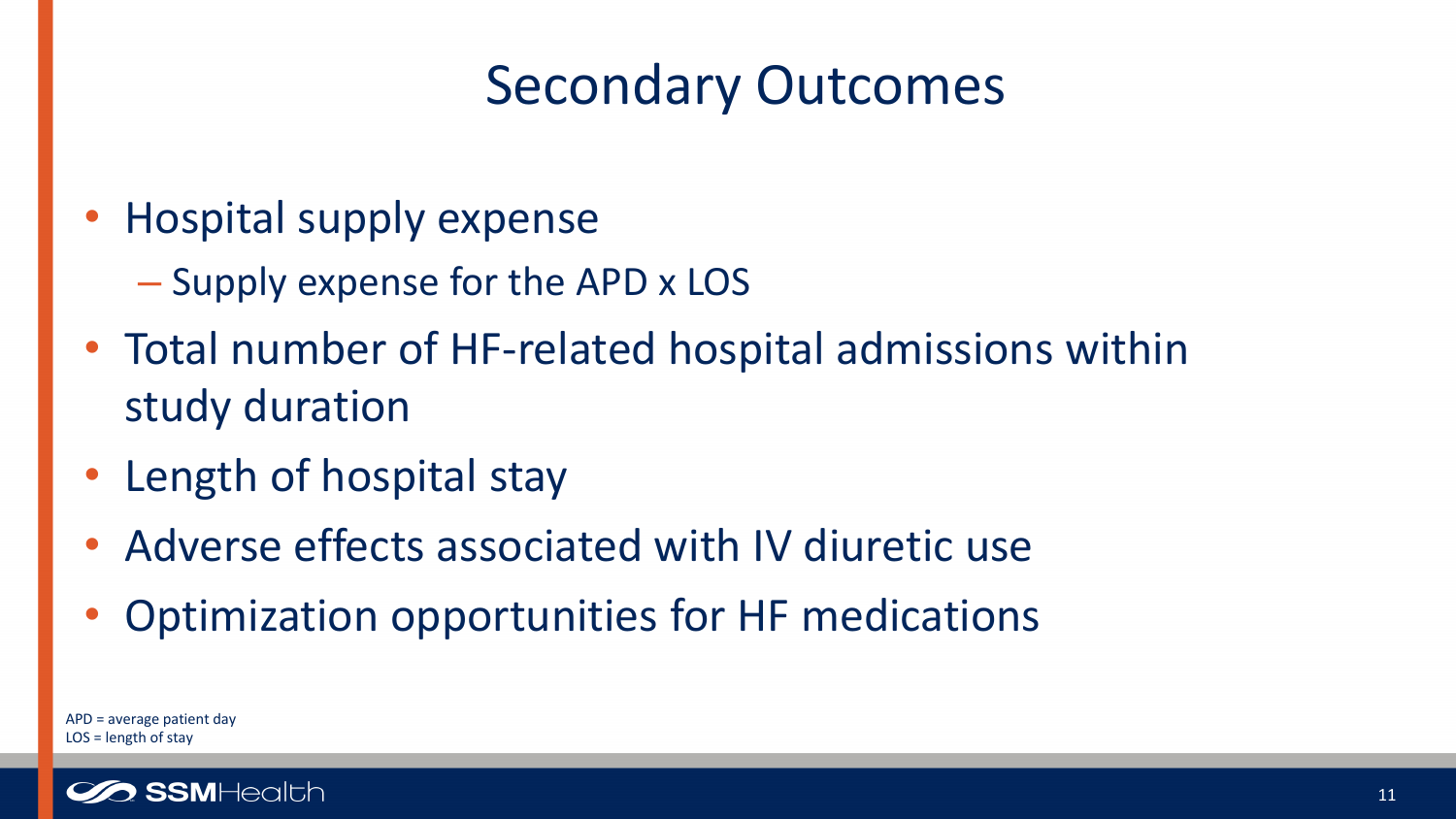# Secondary Outcomes

- Hospital supply expense
  - Supply expense for the APD x LOS
- Total number of HF-related hospital admissions within study duration
- Length of hospital stay
- Adverse effects associated with IV diuretic use
- Optimization opportunities for HF medications

APD = average patient day
LOS = length of stay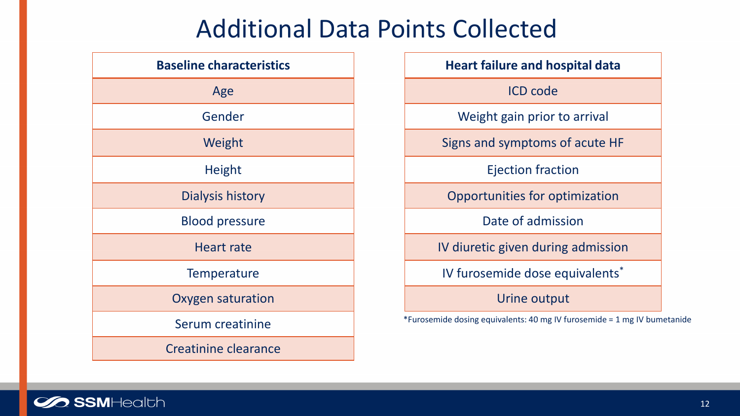# Additional Data Points Collected

| Baseline characteristics |
| --- |
| Age |
| Gender |
| Weight |
| Height |
| Dialysis history |
| Blood pressure |
| Heart rate |
| Temperature |
| Oxygen saturation |
| Serum creatinine |
| Creatinine clearance |

| Heart failure and hospital data |
| --- |
| ICD code |
| Weight gain prior to arrival |
| Signs and symptoms of acute HF |
| Ejection fraction |
| Opportunities for optimization |
| Date of admission |
| IV diuretic given during admission |
| IV furosemide dose equivalents* |
| Urine output |

*Furosemide dosing equivalents: 40 mg IV furosemide = 1 mg IV bumetanide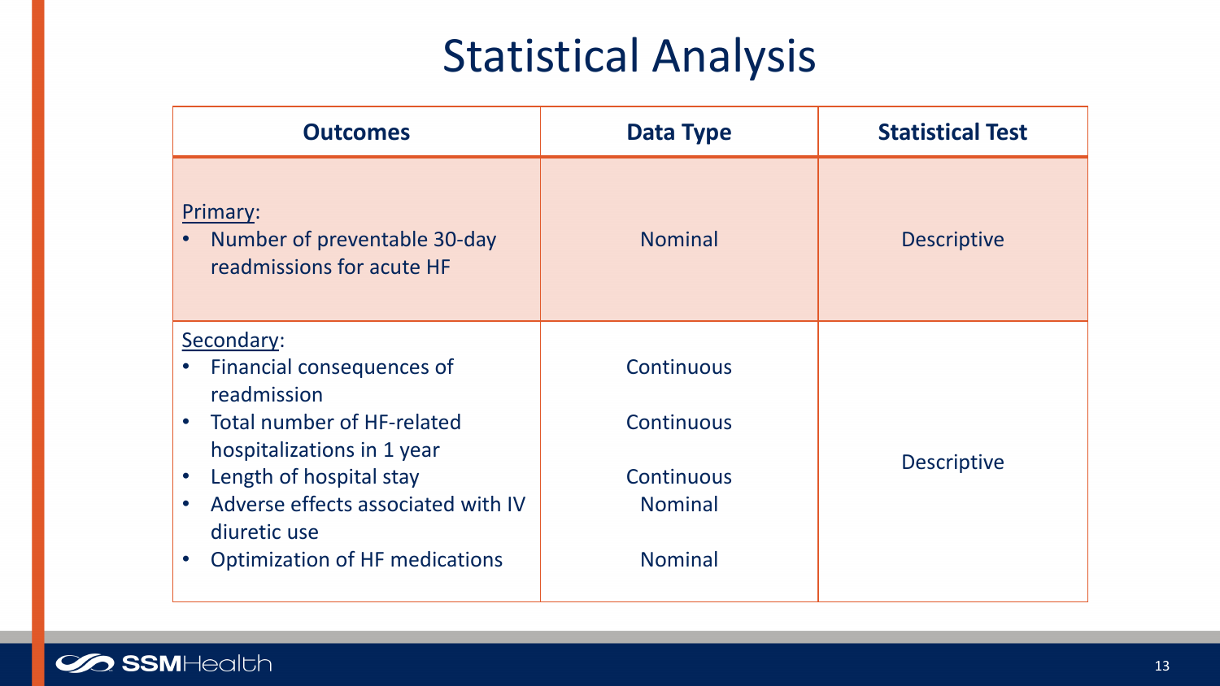# Statistical Analysis

| Outcomes | Data Type | Statistical Test |
| --- | --- | --- |
| Primary:<br>• Number of preventable 30-day readmissions for acute HF | Nominal | Descriptive |
| Secondary:<br>• Financial consequences of readmission<br>• Total number of HF-related hospitalizations in 1 year<br>• Length of hospital stay<br>• Adverse effects associated with IV diuretic use<br>• Optimization of HF medications | Continuous<br>Continuous<br>Continuous<br>Nominal<br>Nominal | Descriptive |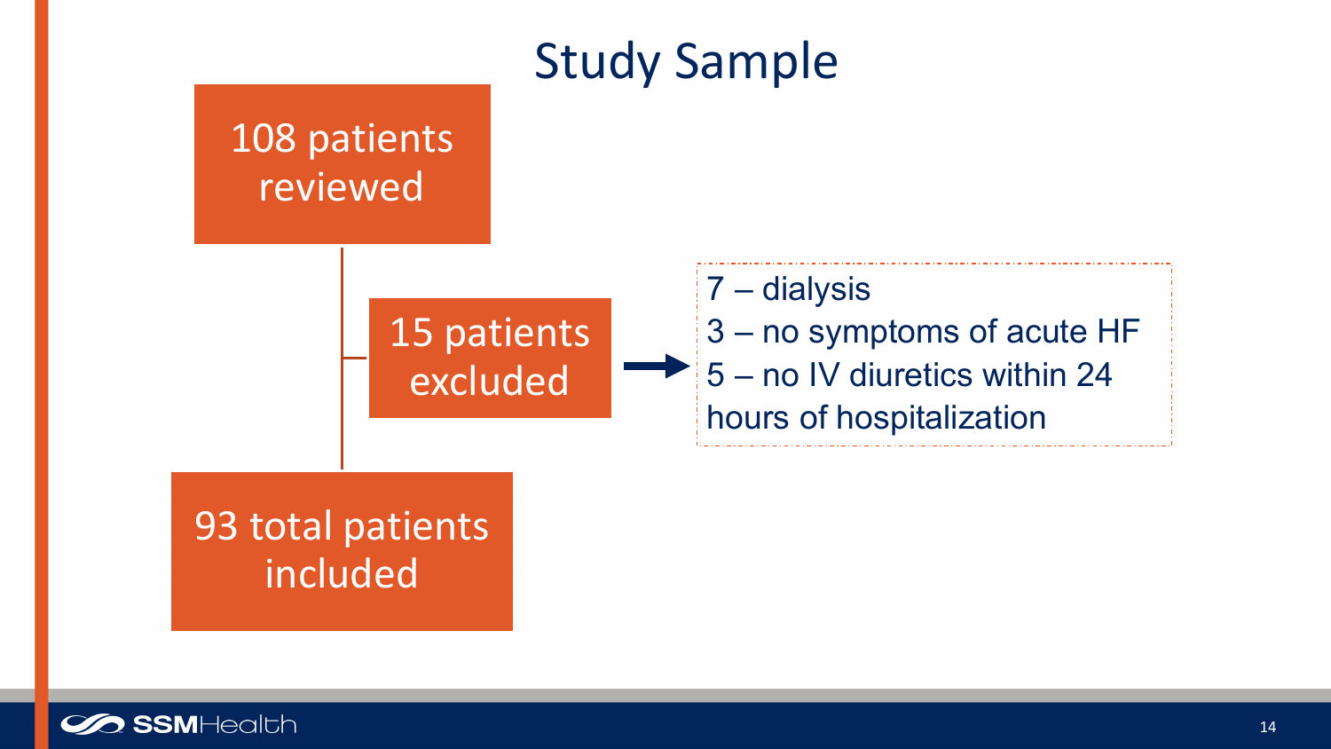# Study Sample

108 patients reviewed

15 patients excluded

- 7 – dialysis
- 3 – no symptoms of acute HF
- 5 – no IV diuretics within 24 hours of hospitalization

93 total patients included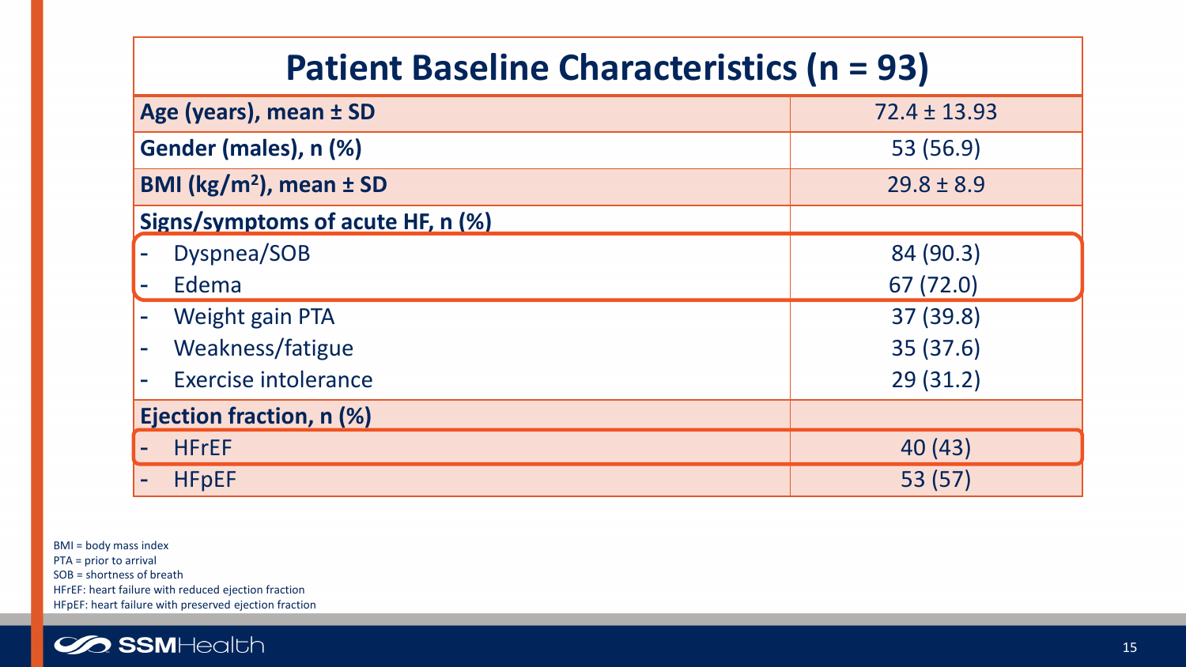## Patient Baseline Characteristics (n = 93)

| Characteristic | Value |
|---|---|
| **Age (years), mean ± SD** | 72.4 ± 13.93 |
| **Gender (males), n (%)** | 53 (56.9) |
| **BMI (kg/m²), mean ± SD** | 29.8 ± 8.9 |
| **Signs/symptoms of acute HF, n (%)** | |
| - Dyspnea/SOB | 84 (90.3) |
| - Edema | 67 (72.0) |
| - Weight gain PTA | 37 (39.8) |
| - Weakness/fatigue | 35 (37.6) |
| - Exercise intolerance | 29 (31.2) |
| **Ejection fraction, n (%)** | |
| - HFrEF | 40 (43) |
| - HFpEF | 53 (57) |

BMI = body mass index
PTA = prior to arrival
SOB = shortness of breath
HFrEF: heart failure with reduced ejection fraction
HFpEF: heart failure with preserved ejection fraction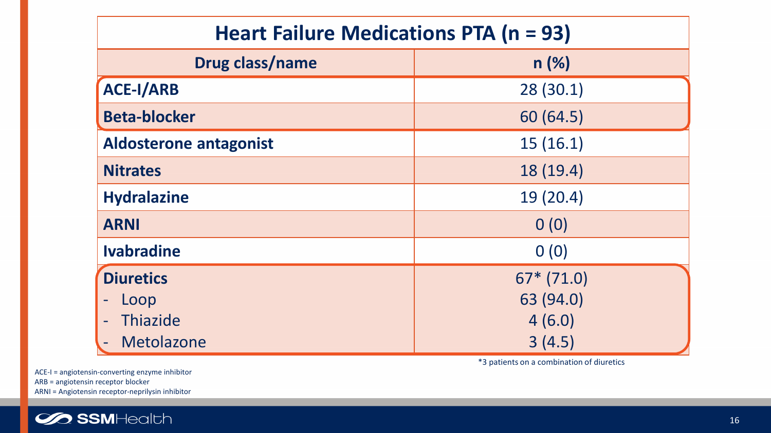| Heart Failure Medications PTA (n = 93) | |
|---|---|
| **Drug class/name** | **n (%)** |
| **ACE-I/ARB** | 28 (30.1) |
| **Beta-blocker** | 60 (64.5) |
| **Aldosterone antagonist** | 15 (16.1) |
| **Nitrates** | 18 (19.4) |
| **Hydralazine** | 19 (20.4) |
| **ARNI** | 0 (0) |
| **Ivabradine** | 0 (0) |
| **Diuretics** | 67* (71.0) |
| - Loop | 63 (94.0) |
| - Thiazide | 4 (6.0) |
| - Metolazone | 3 (4.5) |

*3 patients on a combination of diuretics

ACE-I = angiotensin-converting enzyme inhibitor
ARB = angiotensin receptor blocker
ARNI = Angiotensin receptor-neprilysin inhibitor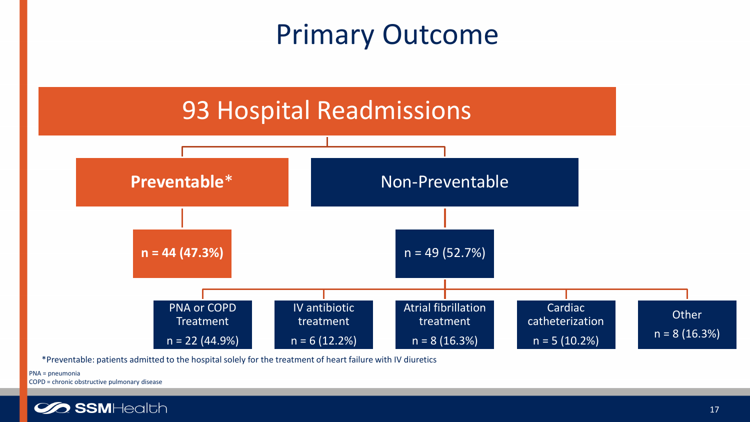# Primary Outcome

## 93 Hospital Readmissions

- **Preventable***
  - **n = 44 (47.3%)**
- Non-Preventable
  - n = 49 (52.7%)
    - PNA or COPD Treatment: n = 22 (44.9%)
    - IV antibiotic treatment: n = 6 (12.2%)
    - Atrial fibrillation treatment: n = 8 (16.3%)
    - Cardiac catheterization: n = 5 (10.2%)
    - Other: n = 8 (16.3%)

*Preventable: patients admitted to the hospital solely for the treatment of heart failure with IV diuretics

PNA = pneumonia
COPD = chronic obstructive pulmonary disease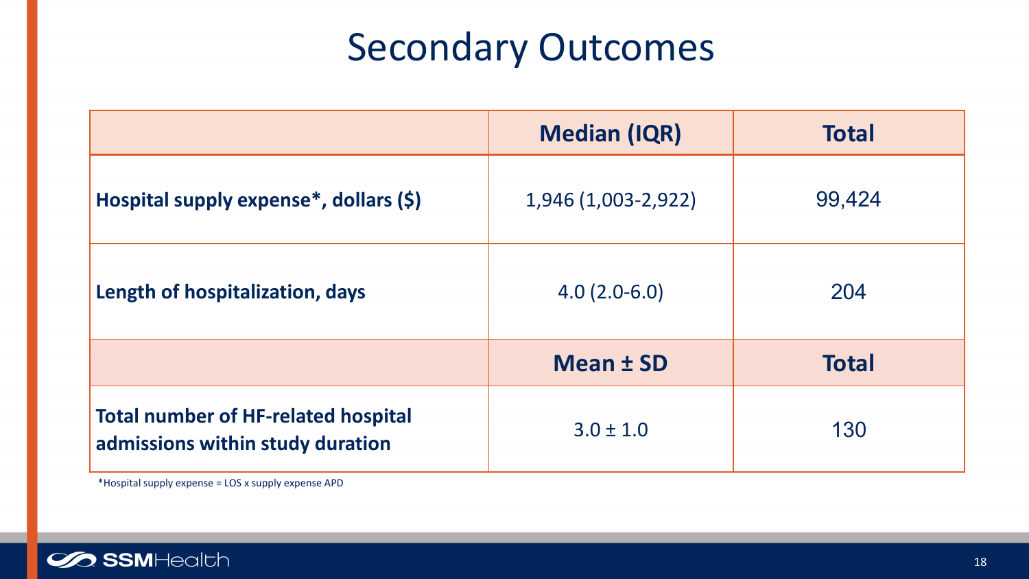# Secondary Outcomes

| | Median (IQR) | Total |
|---|---|---|
| **Hospital supply expense*, dollars ($)** | 1,946 (1,003-2,922) | 99,424 |
| **Length of hospitalization, days** | 4.0 (2.0-6.0) | 204 |
| | **Mean ± SD** | **Total** |
| **Total number of HF-related hospital admissions within study duration** | 3.0 ± 1.0 | 130 |

*Hospital supply expense = LOS x supply expense APD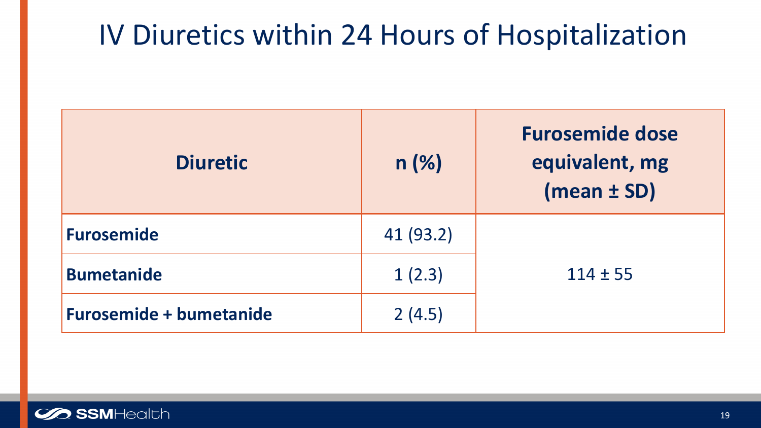# IV Diuretics within 24 Hours of Hospitalization

| Diuretic | n (%) | Furosemide dose equivalent, mg (mean ± SD) |
| --- | --- | --- |
| **Furosemide** | 41 (93.2) | 114 ± 55 |
| **Bumetanide** | 1 (2.3) | |
| **Furosemide + bumetanide** | 2 (4.5) | |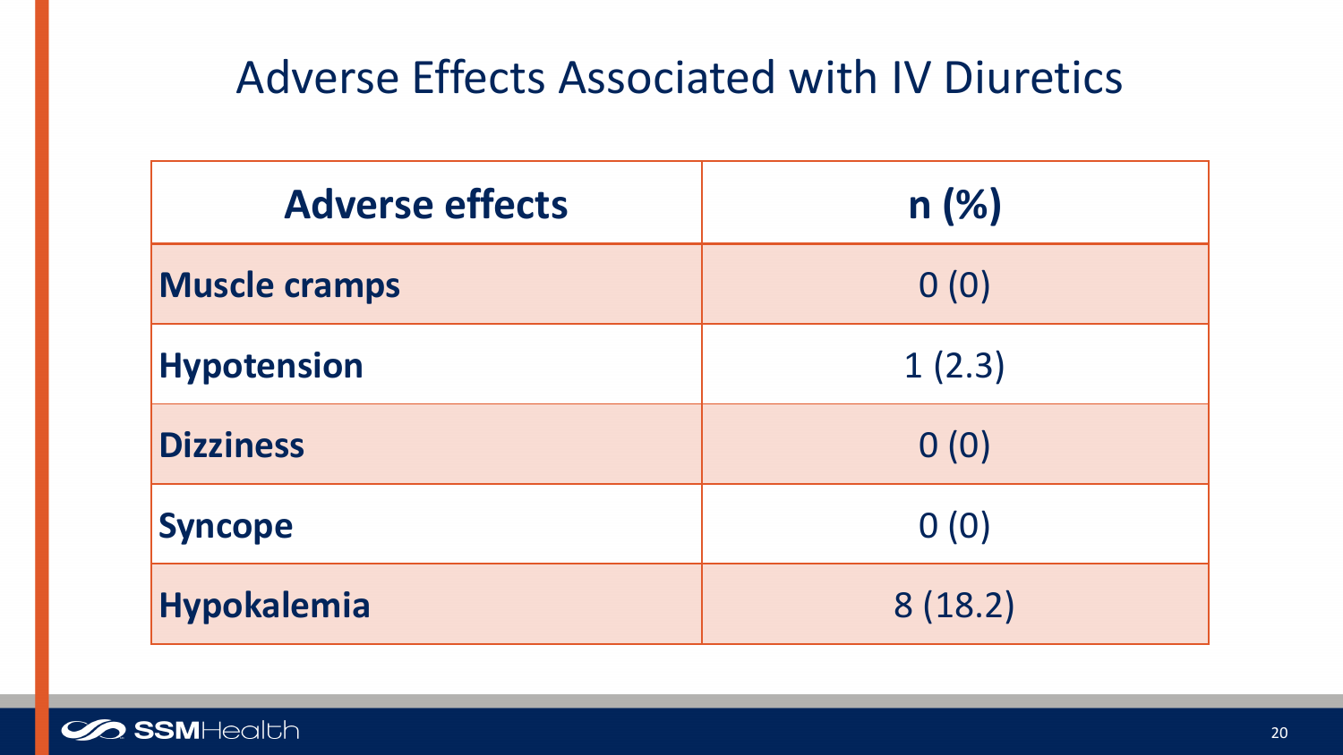# Adverse Effects Associated with IV Diuretics

| Adverse effects | n (%) |
|---|---|
| **Muscle cramps** | 0 (0) |
| **Hypotension** | 1 (2.3) |
| **Dizziness** | 0 (0) |
| **Syncope** | 0 (0) |
| **Hypokalemia** | 8 (18.2) |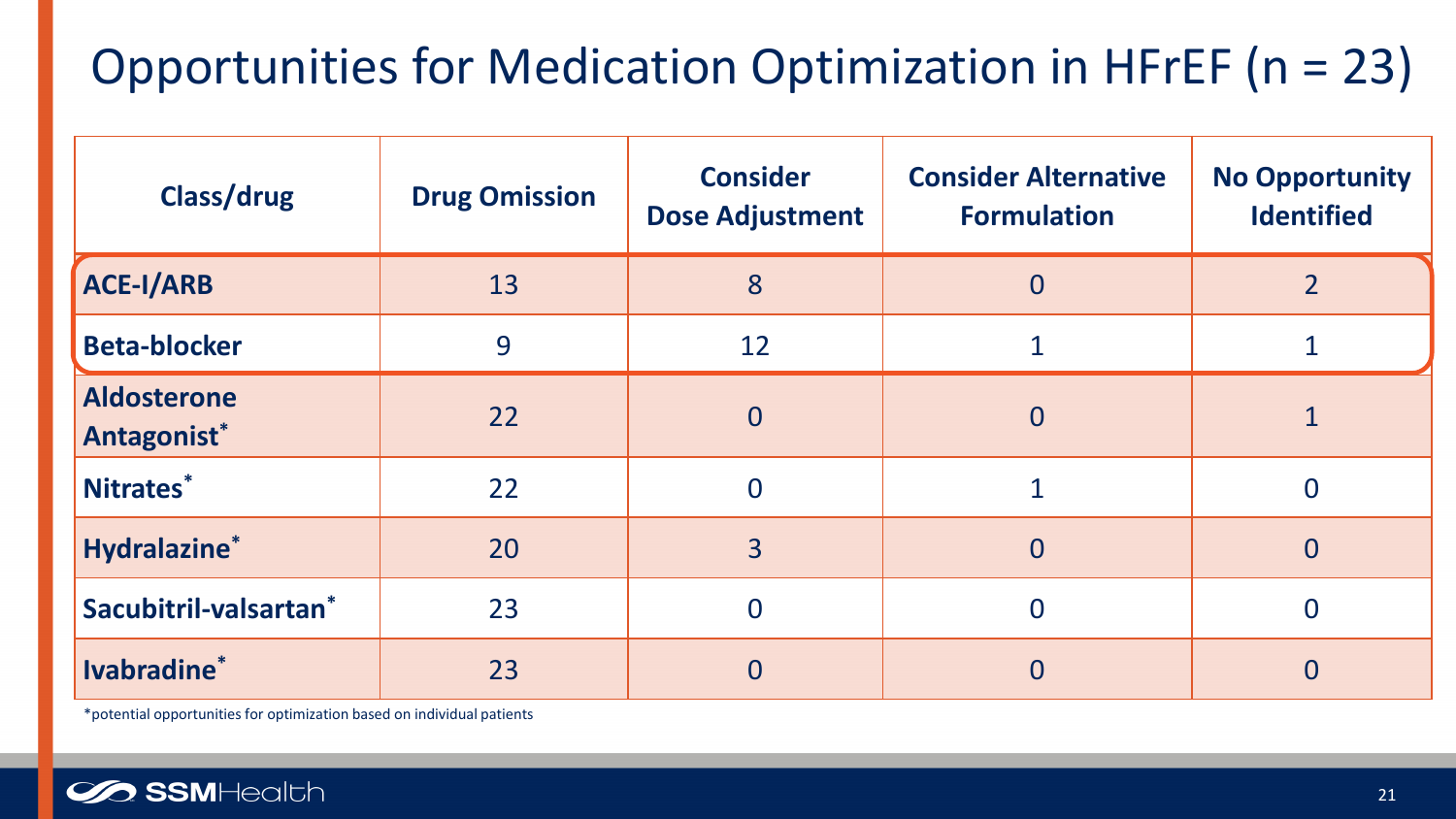# Opportunities for Medication Optimization in HFrEF (n = 23)

| Class/drug | Drug Omission | Consider Dose Adjustment | Consider Alternative Formulation | No Opportunity Identified |
|---|---|---|---|---|
| **ACE-I/ARB** | 13 | 8 | 0 | 2 |
| **Beta-blocker** | 9 | 12 | 1 | 1 |
| **Aldosterone Antagonist*** | 22 | 0 | 0 | 1 |
| **Nitrates*** | 22 | 0 | 1 | 0 |
| **Hydralazine*** | 20 | 3 | 0 | 0 |
| **Sacubitril-valsartan*** | 23 | 0 | 0 | 0 |
| **Ivabradine*** | 23 | 0 | 0 | 0 |

*potential opportunities for optimization based on individual patients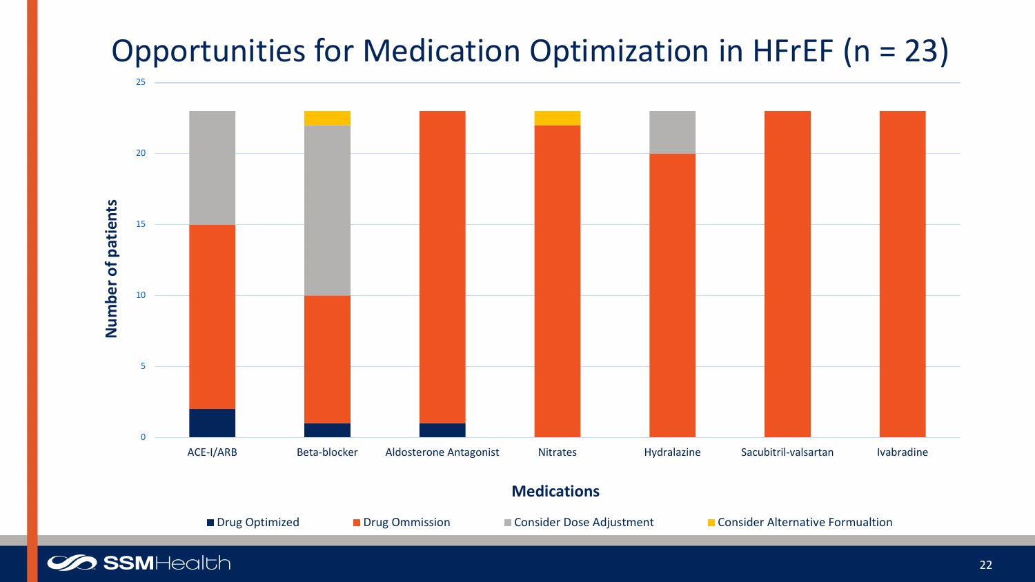# Opportunities for Medication Optimization in HFrEF (n = 23)

| Medications | Drug Optimized | Drug Ommission | Consider Dose Adjustment | Consider Alternative Formualtion |
|---|---|---|---|---|
| ACE-I/ARB | 2 | 13 | 8 | 0 |
| Beta-blocker | 1 | 9 | 12 | 1 |
| Aldosterone Antagonist | 1 | 22 | 0 | 0 |
| Nitrates | 0 | 22 | 0 | 1 |
| Hydralazine | 0 | 20 | 3 | 0 |
| Sacubitril-valsartan | 0 | 23 | 0 | 0 |
| Ivabradine | 0 | 23 | 0 | 0 |

Number of patients

Medications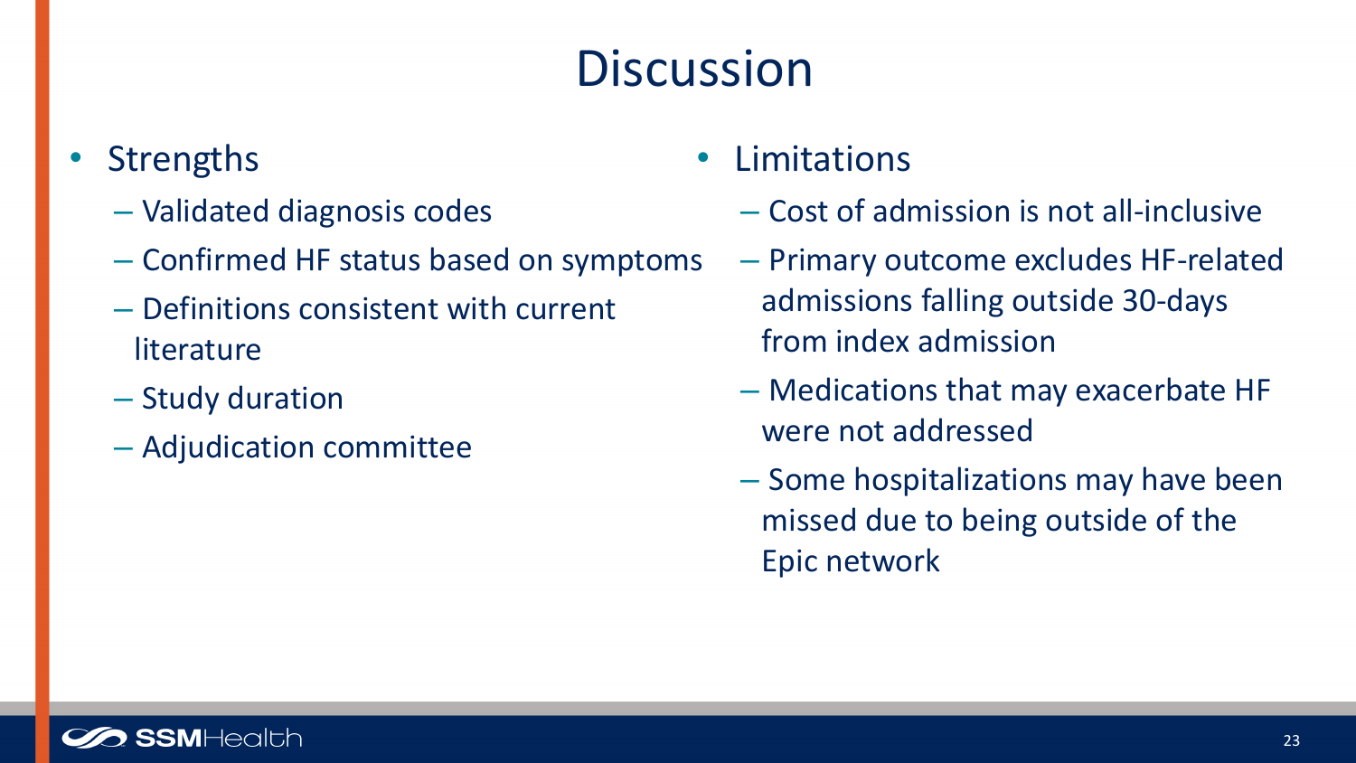# Discussion

- Strengths
  - Validated diagnosis codes
  - Confirmed HF status based on symptoms
  - Definitions consistent with current literature
  - Study duration
  - Adjudication committee

- Limitations
  - Cost of admission is not all-inclusive
  - Primary outcome excludes HF-related admissions falling outside 30-days from index admission
  - Medications that may exacerbate HF were not addressed
  - Some hospitalizations may have been missed due to being outside of the Epic network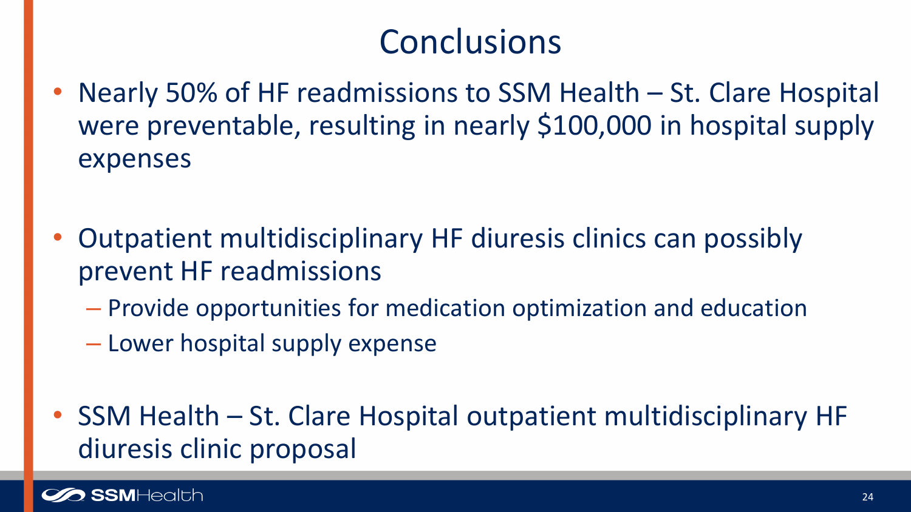# Conclusions

- Nearly 50% of HF readmissions to SSM Health – St. Clare Hospital were preventable, resulting in nearly $100,000 in hospital supply expenses
- Outpatient multidisciplinary HF diuresis clinics can possibly prevent HF readmissions
  - Provide opportunities for medication optimization and education
  - Lower hospital supply expense
- SSM Health – St. Clare Hospital outpatient multidisciplinary HF diuresis clinic proposal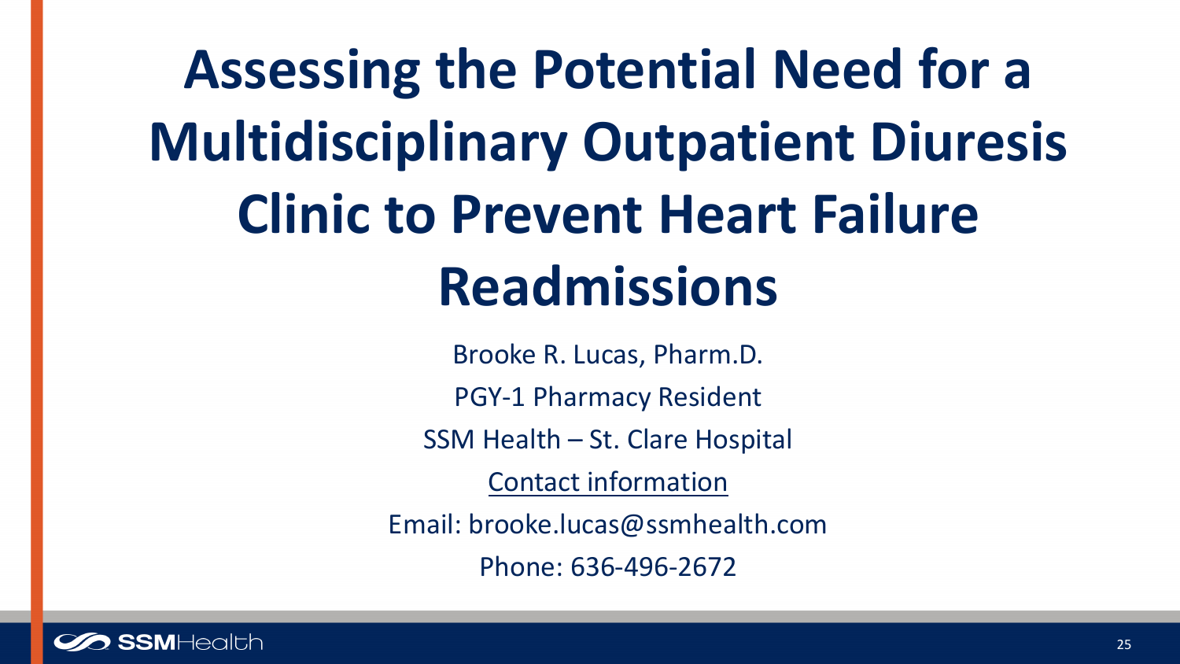# Assessing the Potential Need for a Multidisciplinary Outpatient Diuresis Clinic to Prevent Heart Failure Readmissions

Brooke R. Lucas, Pharm.D.

PGY-1 Pharmacy Resident

SSM Health – St. Clare Hospital

Contact information

Email: brooke.lucas@ssmhealth.com

Phone: 636-496-2672